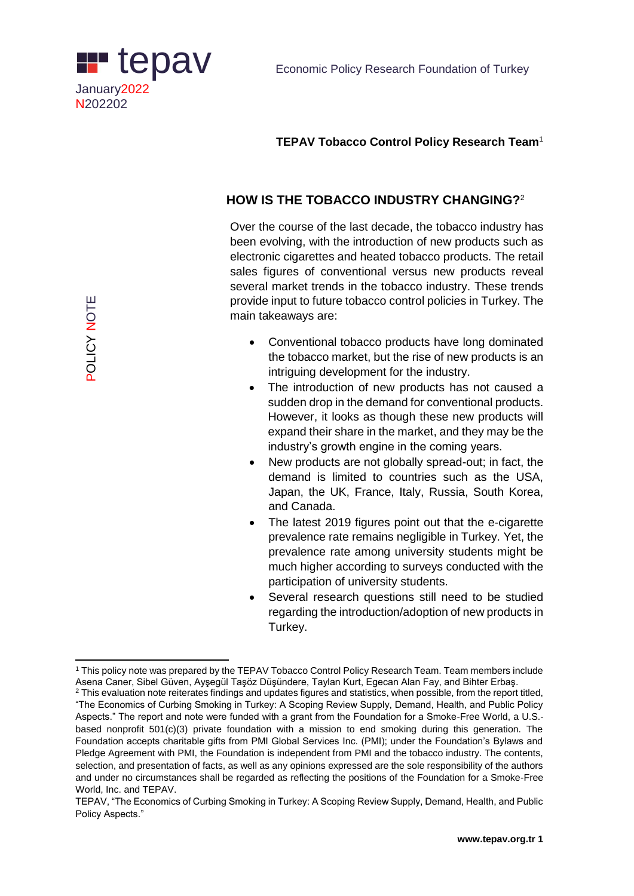tepav

January2022
N202202

Economic Policy Research Foundation of Turkey

POLICY NOTE

**TEPAV Tobacco Control Policy Research Team**[1]

## HOW IS THE TOBACCO INDUSTRY CHANGING?[2]

Over the course of the last decade, the tobacco industry has been evolving, with the introduction of new products such as electronic cigarettes and heated tobacco products. The retail sales figures of conventional versus new products reveal several market trends in the tobacco industry. These trends provide input to future tobacco control policies in Turkey. The main takeaways are:

- Conventional tobacco products have long dominated the tobacco market, but the rise of new products is an intriguing development for the industry.
- The introduction of new products has not caused a sudden drop in the demand for conventional products. However, it looks as though these new products will expand their share in the market, and they may be the industry's growth engine in the coming years.
- New products are not globally spread-out; in fact, the demand is limited to countries such as the USA, Japan, the UK, France, Italy, Russia, South Korea, and Canada.
- The latest 2019 figures point out that the e-cigarette prevalence rate remains negligible in Turkey. Yet, the prevalence rate among university students might be much higher according to surveys conducted with the participation of university students.
- Several research questions still need to be studied regarding the introduction/adoption of new products in Turkey.

---

[1] This policy note was prepared by the TEPAV Tobacco Control Policy Research Team. Team members include Asena Caner, Sibel Güven, Ayşegül Taşöz Düşündere, Taylan Kurt, Egecan Alan Fay, and Bihter Erbaş.

[2] This evaluation note reiterates findings and updates figures and statistics, when possible, from the report titled, "The Economics of Curbing Smoking in Turkey: A Scoping Review Supply, Demand, Health, and Public Policy Aspects." The report and note were funded with a grant from the Foundation for a Smoke-Free World, a U.S.-based nonprofit 501(c)(3) private foundation with a mission to end smoking during this generation. The Foundation accepts charitable gifts from PMI Global Services Inc. (PMI); under the Foundation's Bylaws and Pledge Agreement with PMI, the Foundation is independent from PMI and the tobacco industry. The contents, selection, and presentation of facts, as well as any opinions expressed are the sole responsibility of the authors and under no circumstances shall be regarded as reflecting the positions of the Foundation for a Smoke-Free World, Inc. and TEPAV.

TEPAV, "The Economics of Curbing Smoking in Turkey: A Scoping Review Supply, Demand, Health, and Public Policy Aspects."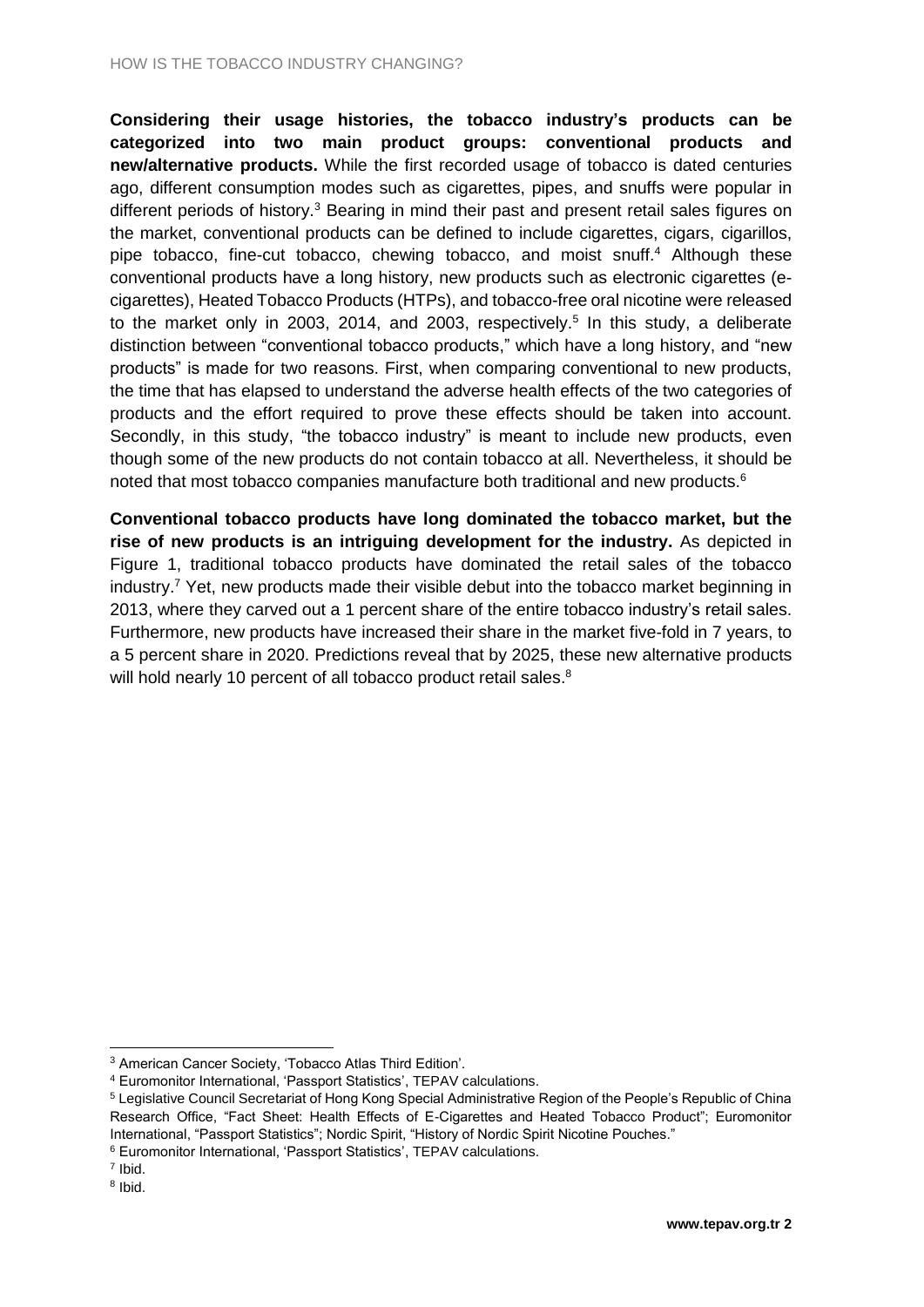**Considering their usage histories, the tobacco industry's products can be categorized into two main product groups: conventional products and new/alternative products.** While the first recorded usage of tobacco is dated centuries ago, different consumption modes such as cigarettes, pipes, and snuffs were popular in different periods of history.[3] Bearing in mind their past and present retail sales figures on the market, conventional products can be defined to include cigarettes, cigars, cigarillos, pipe tobacco, fine-cut tobacco, chewing tobacco, and moist snuff.[4] Although these conventional products have a long history, new products such as electronic cigarettes (e-cigarettes), Heated Tobacco Products (HTPs), and tobacco-free oral nicotine were released to the market only in 2003, 2014, and 2003, respectively.[5] In this study, a deliberate distinction between "conventional tobacco products," which have a long history, and "new products" is made for two reasons. First, when comparing conventional to new products, the time that has elapsed to understand the adverse health effects of the two categories of products and the effort required to prove these effects should be taken into account. Secondly, in this study, "the tobacco industry" is meant to include new products, even though some of the new products do not contain tobacco at all. Nevertheless, it should be noted that most tobacco companies manufacture both traditional and new products.[6]

**Conventional tobacco products have long dominated the tobacco market, but the rise of new products is an intriguing development for the industry.** As depicted in Figure 1, traditional tobacco products have dominated the retail sales of the tobacco industry.[7] Yet, new products made their visible debut into the tobacco market beginning in 2013, where they carved out a 1 percent share of the entire tobacco industry's retail sales. Furthermore, new products have increased their share in the market five-fold in 7 years, to a 5 percent share in 2020. Predictions reveal that by 2025, these new alternative products will hold nearly 10 percent of all tobacco product retail sales.[8]

---

[3] American Cancer Society, 'Tobacco Atlas Third Edition'.

[4] Euromonitor International, 'Passport Statistics', TEPAV calculations.

[5] Legislative Council Secretariat of Hong Kong Special Administrative Region of the People's Republic of China Research Office, "Fact Sheet: Health Effects of E-Cigarettes and Heated Tobacco Product"; Euromonitor International, "Passport Statistics"; Nordic Spirit, "History of Nordic Spirit Nicotine Pouches."

[6] Euromonitor International, 'Passport Statistics', TEPAV calculations.

[7] Ibid.

[8] Ibid.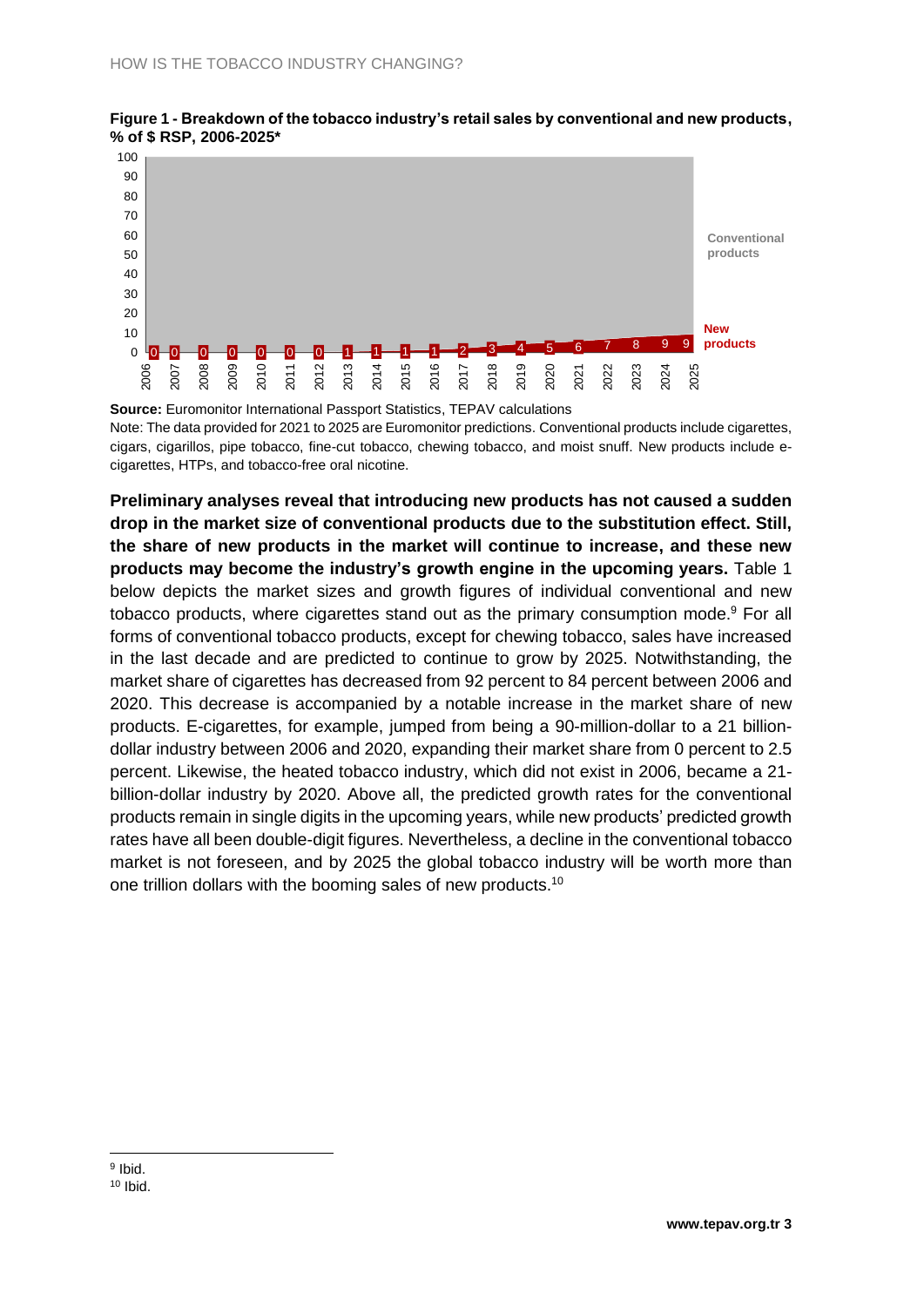**Figure 1 - Breakdown of the tobacco industry's retail sales by conventional and new products, % of $ RSP, 2006-2025***

**Source:** Euromonitor International Passport Statistics, TEPAV calculations

Note: The data provided for 2021 to 2025 are Euromonitor predictions. Conventional products include cigarettes, cigars, cigarillos, pipe tobacco, fine-cut tobacco, chewing tobacco, and moist snuff. New products include e-cigarettes, HTPs, and tobacco-free oral nicotine.

**Preliminary analyses reveal that introducing new products has not caused a sudden drop in the market size of conventional products due to the substitution effect. Still, the share of new products in the market will continue to increase, and these new products may become the industry's growth engine in the upcoming years.** Table 1 below depicts the market sizes and growth figures of individual conventional and new tobacco products, where cigarettes stand out as the primary consumption mode.[9] For all forms of conventional tobacco products, except for chewing tobacco, sales have increased in the last decade and are predicted to continue to grow by 2025. Notwithstanding, the market share of cigarettes has decreased from 92 percent to 84 percent between 2006 and 2020. This decrease is accompanied by a notable increase in the market share of new products. E-cigarettes, for example, jumped from being a 90-million-dollar to a 21 billion-dollar industry between 2006 and 2020, expanding their market share from 0 percent to 2.5 percent. Likewise, the heated tobacco industry, which did not exist in 2006, became a 21-billion-dollar industry by 2020. Above all, the predicted growth rates for the conventional products remain in single digits in the upcoming years, while new products' predicted growth rates have all been double-digit figures. Nevertheless, a decline in the conventional tobacco market is not foreseen, and by 2025 the global tobacco industry will be worth more than one trillion dollars with the booming sales of new products.[10]

[9] Ibid.

[10] Ibid.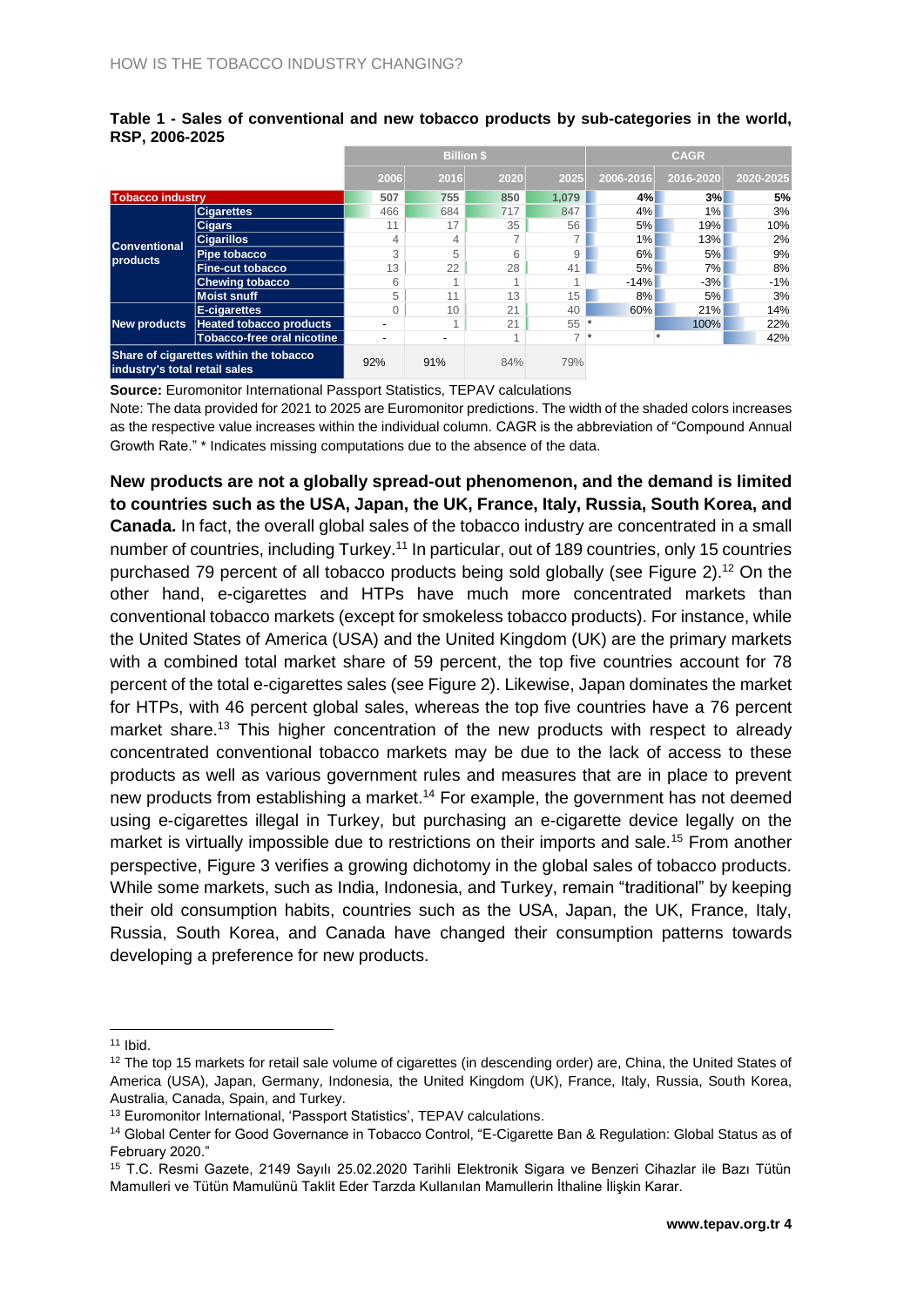**Table 1 - Sales of conventional and new tobacco products by sub-categories in the world, RSP, 2006-2025**

| | | Billion $ | | | | CAGR | | |
|---|---|---|---|---|---|---|---|---|
| | | 2006 | 2016 | 2020 | 2025 | 2006-2016 | 2016-2020 | 2020-2025 |
| **Tobacco industry** | | 507 | 755 | 850 | 1,079 | 4% | 3% | 5% |
| Conventional products | Cigarettes | 466 | 684 | 717 | 847 | 4% | 1% | 3% |
| | Cigars | 11 | 17 | 35 | 56 | 5% | 19% | 10% |
| | Cigarillos | 4 | 4 | 7 | 7 | 1% | 13% | 2% |
| | Pipe tobacco | 3 | 5 | 6 | 9 | 6% | 5% | 9% |
| | Fine-cut tobacco | 13 | 22 | 28 | 41 | 5% | 7% | 8% |
| | Chewing tobacco | 6 | 1 | 1 | 1 | -14% | -3% | -1% |
| | Moist snuff | 5 | 11 | 13 | 15 | 8% | 5% | 3% |
| New products | E-cigarettes | 0 | 10 | 21 | 40 | 60% | 21% | 14% |
| | Heated tobacco products | - | 1 | 21 | 55 | * | 100% | 22% |
| | Tobacco-free oral nicotine | - | - | 1 | 7 | * | * | 42% |
| Share of cigarettes within the tobacco industry's total retail sales | | 92% | 91% | 84% | 79% | | | |

**Source:** Euromonitor International Passport Statistics, TEPAV calculations

Note: The data provided for 2021 to 2025 are Euromonitor predictions. The width of the shaded colors increases as the respective value increases within the individual column. CAGR is the abbreviation of "Compound Annual Growth Rate." * Indicates missing computations due to the absence of the data.

**New products are not a globally spread-out phenomenon, and the demand is limited to countries such as the USA, Japan, the UK, France, Italy, Russia, South Korea, and Canada.** In fact, the overall global sales of the tobacco industry are concentrated in a small number of countries, including Turkey.[11] In particular, out of 189 countries, only 15 countries purchased 79 percent of all tobacco products being sold globally (see Figure 2).[12] On the other hand, e-cigarettes and HTPs have much more concentrated markets than conventional tobacco markets (except for smokeless tobacco products). For instance, while the United States of America (USA) and the United Kingdom (UK) are the primary markets with a combined total market share of 59 percent, the top five countries account for 78 percent of the total e-cigarettes sales (see Figure 2). Likewise, Japan dominates the market for HTPs, with 46 percent global sales, whereas the top five countries have a 76 percent market share.[13] This higher concentration of the new products with respect to already concentrated conventional tobacco markets may be due to the lack of access to these products as well as various government rules and measures that are in place to prevent new products from establishing a market.[14] For example, the government has not deemed using e-cigarettes illegal in Turkey, but purchasing an e-cigarette device legally on the market is virtually impossible due to restrictions on their imports and sale.[15] From another perspective, Figure 3 verifies a growing dichotomy in the global sales of tobacco products. While some markets, such as India, Indonesia, and Turkey, remain "traditional" by keeping their old consumption habits, countries such as the USA, Japan, the UK, France, Italy, Russia, South Korea, and Canada have changed their consumption patterns towards developing a preference for new products.

---

[11] Ibid.

[12] The top 15 markets for retail sale volume of cigarettes (in descending order) are, China, the United States of America (USA), Japan, Germany, Indonesia, the United Kingdom (UK), France, Italy, Russia, South Korea, Australia, Canada, Spain, and Turkey.

[13] Euromonitor International, 'Passport Statistics', TEPAV calculations.

[14] Global Center for Good Governance in Tobacco Control, "E-Cigarette Ban & Regulation: Global Status as of February 2020."

[15] T.C. Resmi Gazete, 2149 Sayılı 25.02.2020 Tarihli Elektronik Sigara ve Benzeri Cihazlar ile Bazı Tütün Mamulleri ve Tütün Mamulünü Taklit Eder Tarzda Kullanılan Mamullerin İthaline İlişkin Karar.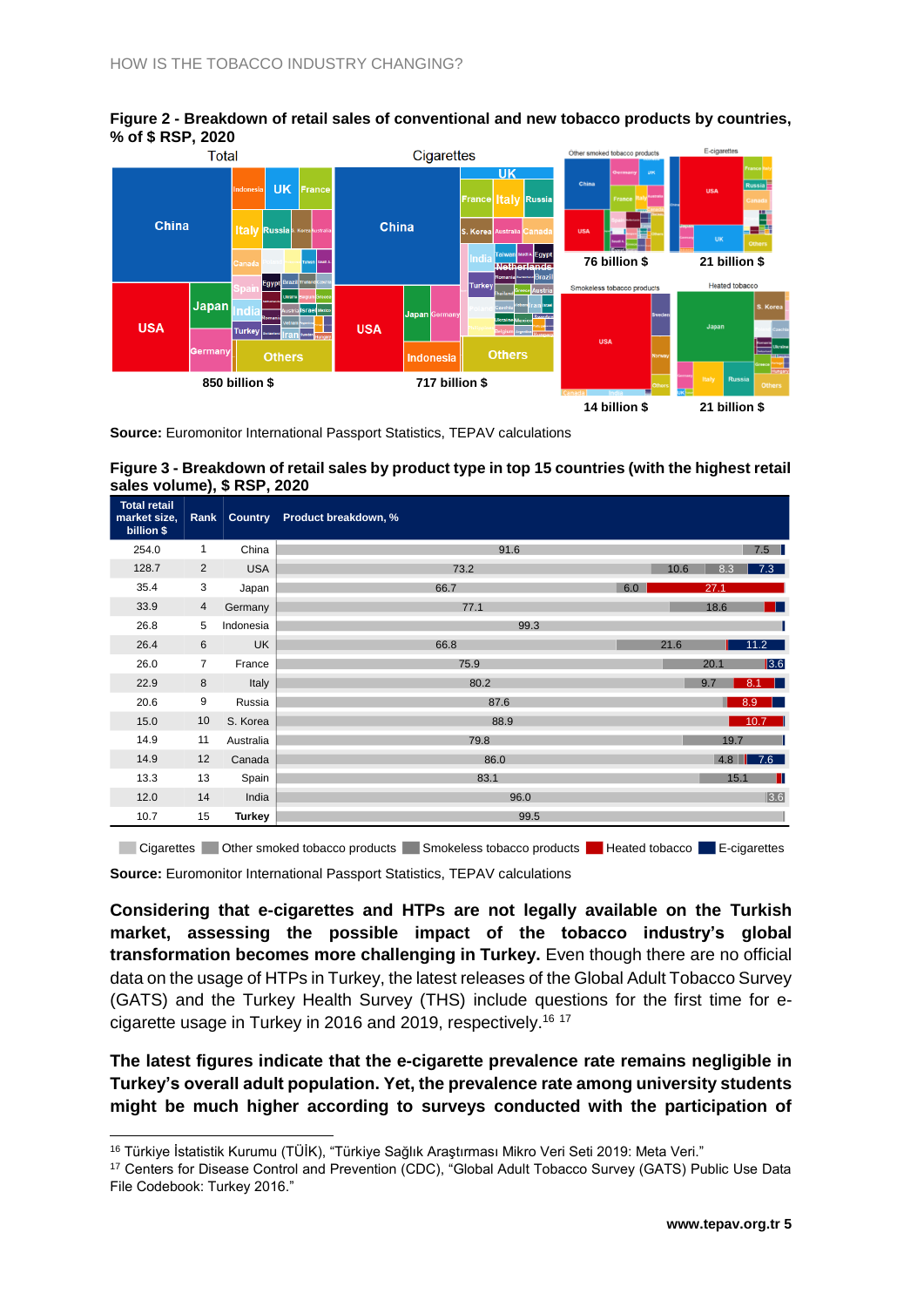**Figure 2 - Breakdown of retail sales of conventional and new tobacco products by countries, % of $ RSP, 2020**

Total: 850 billion $ | Cigarettes: 717 billion $ | Other smoked tobacco products: 76 billion $ | E-cigarettes: 21 billion $ | Smokeless tobacco products: 14 billion $ | Heated tobacco: 21 billion $

**Source:** Euromonitor International Passport Statistics, TEPAV calculations

**Figure 3 - Breakdown of retail sales by product type in top 15 countries (with the highest retail sales volume), $ RSP, 2020**

| Total retail market size, billion $ | Rank | Country | Product breakdown, % |
|---|---|---|---|
| 254.0 | 1 | China | 91.6; 7.5 |
| 128.7 | 2 | USA | 73.2; 10.6; 8.3; 7.3 |
| 35.4 | 3 | Japan | 66.7; 6.0; 27.1 |
| 33.9 | 4 | Germany | 77.1; 18.6 |
| 26.8 | 5 | Indonesia | 99.3 |
| 26.4 | 6 | UK | 66.8; 21.6; 11.2 |
| 26.0 | 7 | France | 75.9; 20.1; 3.6 |
| 22.9 | 8 | Italy | 80.2; 9.7; 8.1 |
| 20.6 | 9 | Russia | 87.6; 8.9 |
| 15.0 | 10 | S. Korea | 88.9; 10.7 |
| 14.9 | 11 | Australia | 79.8; 19.7 |
| 14.9 | 12 | Canada | 86.0; 4.8; 7.6 |
| 13.3 | 13 | Spain | 83.1; 15.1 |
| 12.0 | 14 | India | 96.0; 3.6 |
| 10.7 | 15 | **Turkey** | 99.5 |

Legend: Cigarettes, Other smoked tobacco products, Smokeless tobacco products, Heated tobacco, E-cigarettes

**Source:** Euromonitor International Passport Statistics, TEPAV calculations

**Considering that e-cigarettes and HTPs are not legally available on the Turkish market, assessing the possible impact of the tobacco industry's global transformation becomes more challenging in Turkey.** Even though there are no official data on the usage of HTPs in Turkey, the latest releases of the Global Adult Tobacco Survey (GATS) and the Turkey Health Survey (THS) include questions for the first time for e-cigarette usage in Turkey in 2016 and 2019, respectively.[16] [17]

**The latest figures indicate that the e-cigarette prevalence rate remains negligible in Turkey's overall adult population. Yet, the prevalence rate among university students might be much higher according to surveys conducted with the participation of**

[16] Türkiye İstatistik Kurumu (TÜİK), "Türkiye Sağlık Araştırması Mikro Veri Seti 2019: Meta Veri."

[17] Centers for Disease Control and Prevention (CDC), "Global Adult Tobacco Survey (GATS) Public Use Data File Codebook: Turkey 2016."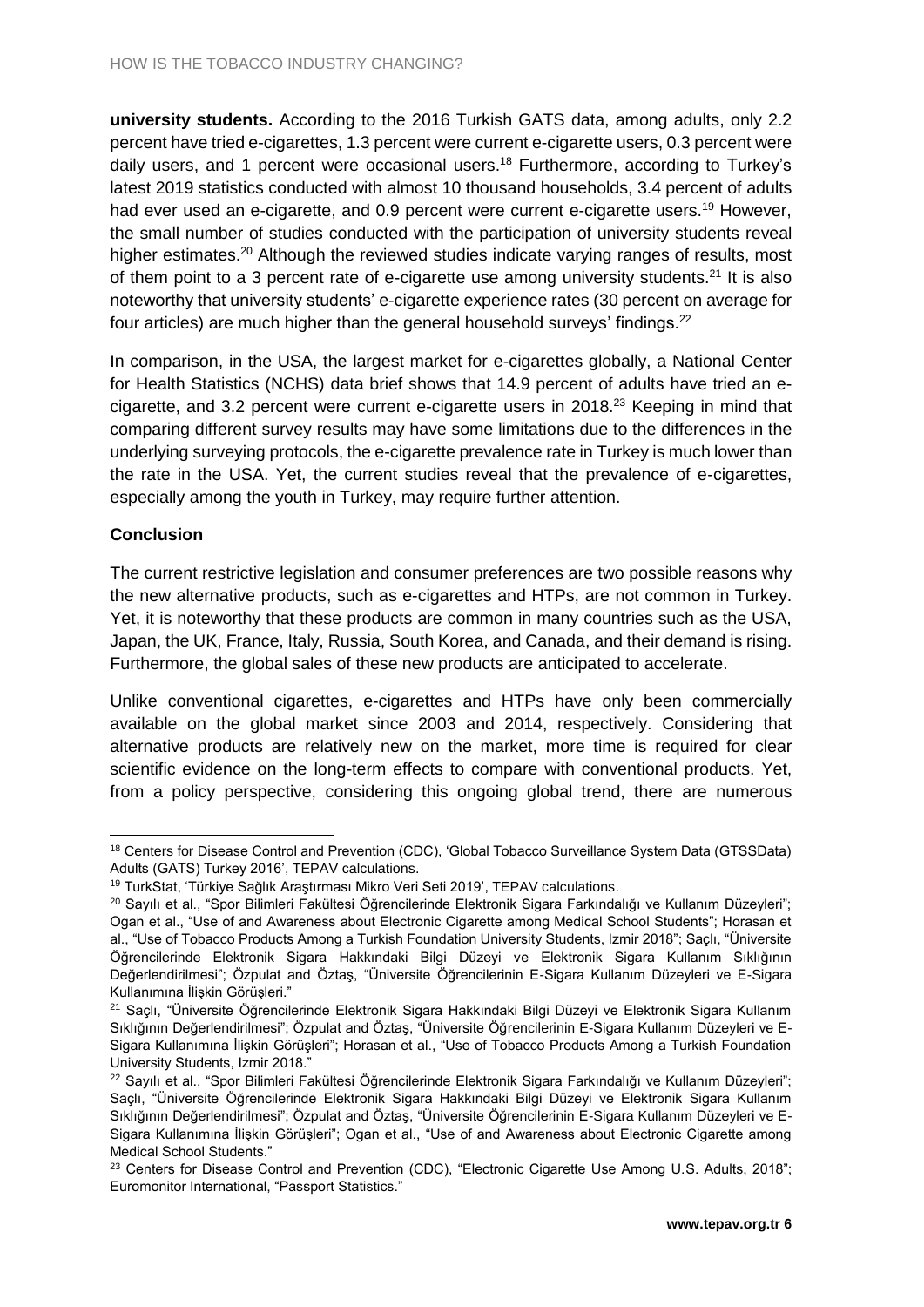**university students.** According to the 2016 Turkish GATS data, among adults, only 2.2 percent have tried e-cigarettes, 1.3 percent were current e-cigarette users, 0.3 percent were daily users, and 1 percent were occasional users.[18] Furthermore, according to Turkey's latest 2019 statistics conducted with almost 10 thousand households, 3.4 percent of adults had ever used an e-cigarette, and 0.9 percent were current e-cigarette users.[19] However, the small number of studies conducted with the participation of university students reveal higher estimates.[20] Although the reviewed studies indicate varying ranges of results, most of them point to a 3 percent rate of e-cigarette use among university students.[21] It is also noteworthy that university students' e-cigarette experience rates (30 percent on average for four articles) are much higher than the general household surveys' findings.[22]

In comparison, in the USA, the largest market for e-cigarettes globally, a National Center for Health Statistics (NCHS) data brief shows that 14.9 percent of adults have tried an e-cigarette, and 3.2 percent were current e-cigarette users in 2018.[23] Keeping in mind that comparing different survey results may have some limitations due to the differences in the underlying surveying protocols, the e-cigarette prevalence rate in Turkey is much lower than the rate in the USA. Yet, the current studies reveal that the prevalence of e-cigarettes, especially among the youth in Turkey, may require further attention.

**Conclusion**

The current restrictive legislation and consumer preferences are two possible reasons why the new alternative products, such as e-cigarettes and HTPs, are not common in Turkey. Yet, it is noteworthy that these products are common in many countries such as the USA, Japan, the UK, France, Italy, Russia, South Korea, and Canada, and their demand is rising. Furthermore, the global sales of these new products are anticipated to accelerate.

Unlike conventional cigarettes, e-cigarettes and HTPs have only been commercially available on the global market since 2003 and 2014, respectively. Considering that alternative products are relatively new on the market, more time is required for clear scientific evidence on the long-term effects to compare with conventional products. Yet, from a policy perspective, considering this ongoing global trend, there are numerous

---

[18] Centers for Disease Control and Prevention (CDC), 'Global Tobacco Surveillance System Data (GTSSData) Adults (GATS) Turkey 2016', TEPAV calculations.

[19] TurkStat, 'Türkiye Sağlık Araştırması Mikro Veri Seti 2019', TEPAV calculations.

[20] Sayılı et al., "Spor Bilimleri Fakültesi Öğrencilerinde Elektronik Sigara Farkındalığı ve Kullanım Düzeyleri"; Ogan et al., "Use of and Awareness about Electronic Cigarette among Medical School Students"; Horasan et al., "Use of Tobacco Products Among a Turkish Foundation University Students, Izmir 2018"; Saçlı, "Üniversite Öğrencilerinde Elektronik Sigara Hakkındaki Bilgi Düzeyi ve Elektronik Sigara Kullanım Sıklığının Değerlendirilmesi"; Özpulat and Öztaş, "Üniversite Öğrencilerinin E-Sigara Kullanım Düzeyleri ve E-Sigara Kullanımına İlişkin Görüşleri."

[21] Saçlı, "Üniversite Öğrencilerinde Elektronik Sigara Hakkındaki Bilgi Düzeyi ve Elektronik Sigara Kullanım Sıklığının Değerlendirilmesi"; Özpulat and Öztaş, "Üniversite Öğrencilerinin E-Sigara Kullanım Düzeyleri ve E-Sigara Kullanımına İlişkin Görüşleri"; Horasan et al., "Use of Tobacco Products Among a Turkish Foundation University Students, Izmir 2018."

[22] Sayılı et al., "Spor Bilimleri Fakültesi Öğrencilerinde Elektronik Sigara Farkındalığı ve Kullanım Düzeyleri"; Saçlı, "Üniversite Öğrencilerinde Elektronik Sigara Hakkındaki Bilgi Düzeyi ve Elektronik Sigara Kullanım Sıklığının Değerlendirilmesi"; Özpulat and Öztaş, "Üniversite Öğrencilerinin E-Sigara Kullanım Düzeyleri ve E-Sigara Kullanımına İlişkin Görüşleri"; Ogan et al., "Use of and Awareness about Electronic Cigarette among Medical School Students."

[23] Centers for Disease Control and Prevention (CDC), "Electronic Cigarette Use Among U.S. Adults, 2018"; Euromonitor International, "Passport Statistics."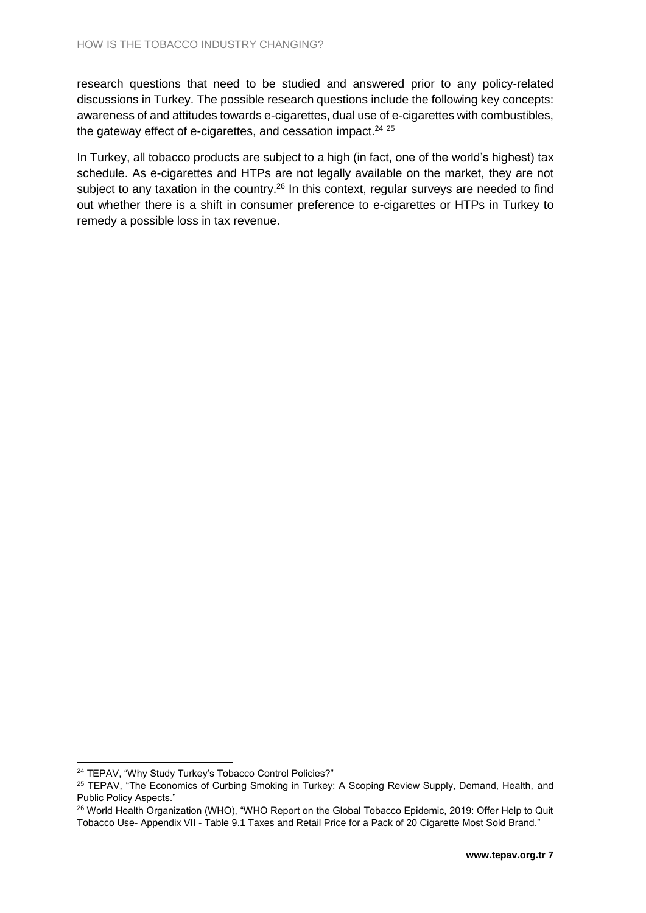research questions that need to be studied and answered prior to any policy-related discussions in Turkey. The possible research questions include the following key concepts: awareness of and attitudes towards e-cigarettes, dual use of e-cigarettes with combustibles, the gateway effect of e-cigarettes, and cessation impact.[24] [25]

In Turkey, all tobacco products are subject to a high (in fact, one of the world's highest) tax schedule. As e-cigarettes and HTPs are not legally available on the market, they are not subject to any taxation in the country.[26] In this context, regular surveys are needed to find out whether there is a shift in consumer preference to e-cigarettes or HTPs in Turkey to remedy a possible loss in tax revenue.

---

[24] TEPAV, "Why Study Turkey's Tobacco Control Policies?"

[25] TEPAV, "The Economics of Curbing Smoking in Turkey: A Scoping Review Supply, Demand, Health, and Public Policy Aspects."

[26] World Health Organization (WHO), "WHO Report on the Global Tobacco Epidemic, 2019: Offer Help to Quit Tobacco Use- Appendix VII - Table 9.1 Taxes and Retail Price for a Pack of 20 Cigarette Most Sold Brand."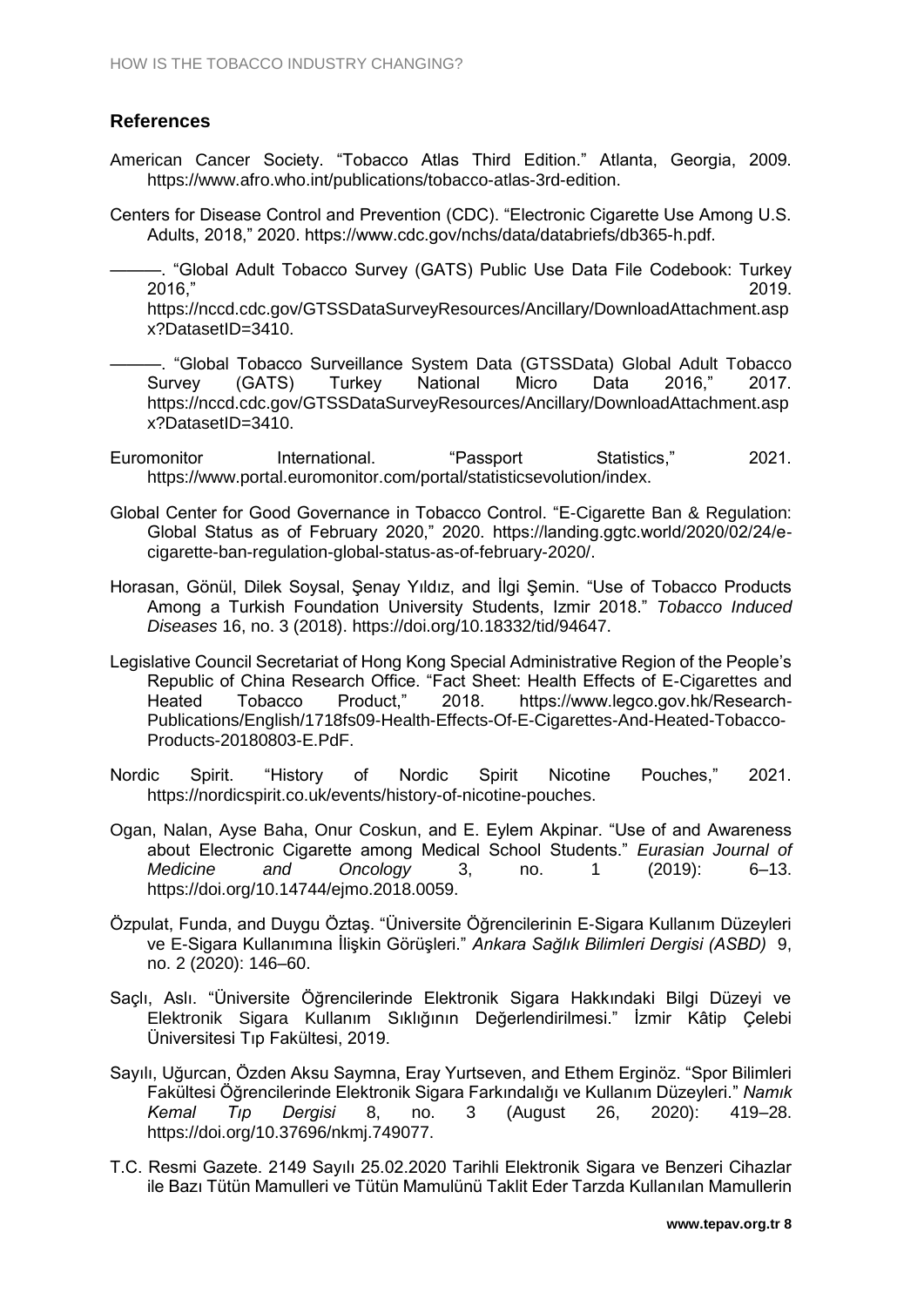## References

American Cancer Society. "Tobacco Atlas Third Edition." Atlanta, Georgia, 2009. https://www.afro.who.int/publications/tobacco-atlas-3rd-edition.

Centers for Disease Control and Prevention (CDC). "Electronic Cigarette Use Among U.S. Adults, 2018," 2020. https://www.cdc.gov/nchs/data/databriefs/db365-h.pdf.

———. "Global Adult Tobacco Survey (GATS) Public Use Data File Codebook: Turkey 2016," 2019. https://nccd.cdc.gov/GTSSDataSurveyResources/Ancillary/DownloadAttachment.aspx?DatasetID=3410.

———. "Global Tobacco Surveillance System Data (GTSSData) Global Adult Tobacco Survey (GATS) Turkey National Micro Data 2016," 2017. https://nccd.cdc.gov/GTSSDataSurveyResources/Ancillary/DownloadAttachment.aspx?DatasetID=3410.

Euromonitor International. "Passport Statistics," 2021. https://www.portal.euromonitor.com/portal/statisticsevolution/index.

Global Center for Good Governance in Tobacco Control. "E-Cigarette Ban & Regulation: Global Status as of February 2020," 2020. https://landing.ggtc.world/2020/02/24/e-cigarette-ban-regulation-global-status-as-of-february-2020/.

Horasan, Gönül, Dilek Soysal, Şenay Yıldız, and İlgi Şemin. "Use of Tobacco Products Among a Turkish Foundation University Students, Izmir 2018." *Tobacco Induced Diseases* 16, no. 3 (2018). https://doi.org/10.18332/tid/94647.

Legislative Council Secretariat of Hong Kong Special Administrative Region of the People's Republic of China Research Office. "Fact Sheet: Health Effects of E-Cigarettes and Heated Tobacco Product," 2018. https://www.legco.gov.hk/Research-Publications/English/1718fs09-Health-Effects-Of-E-Cigarettes-And-Heated-Tobacco-Products-20180803-E.PdF.

Nordic Spirit. "History of Nordic Spirit Nicotine Pouches," 2021. https://nordicspirit.co.uk/events/history-of-nicotine-pouches.

Ogan, Nalan, Ayse Baha, Onur Coskun, and E. Eylem Akpinar. "Use of and Awareness about Electronic Cigarette among Medical School Students." *Eurasian Journal of Medicine and Oncology* 3, no. 1 (2019): 6–13. https://doi.org/10.14744/ejmo.2018.0059.

Özpulat, Funda, and Duygu Öztaş. "Üniversite Öğrencilerinin E-Sigara Kullanım Düzeyleri ve E-Sigara Kullanımına İlişkin Görüşleri." *Ankara Sağlık Bilimleri Dergisi (ASBD)* 9, no. 2 (2020): 146–60.

Saçlı, Aslı. "Üniversite Öğrencilerinde Elektronik Sigara Hakkındaki Bilgi Düzeyi ve Elektronik Sigara Kullanım Sıklığının Değerlendirilmesi." İzmir Kâtip Çelebi Üniversitesi Tıp Fakültesi, 2019.

Sayılı, Uğurcan, Özden Aksu Saymna, Eray Yurtseven, and Ethem Erginöz. "Spor Bilimleri Fakültesi Öğrencilerinde Elektronik Sigara Farkındalığı ve Kullanım Düzeyleri." *Namık Kemal Tıp Dergisi* 8, no. 3 (August 26, 2020): 419–28. https://doi.org/10.37696/nkmj.749077.

T.C. Resmi Gazete. 2149 Sayılı 25.02.2020 Tarihli Elektronik Sigara ve Benzeri Cihazlar ile Bazı Tütün Mamulleri ve Tütün Mamulünü Taklit Eder Tarzda Kullanılan Mamullerin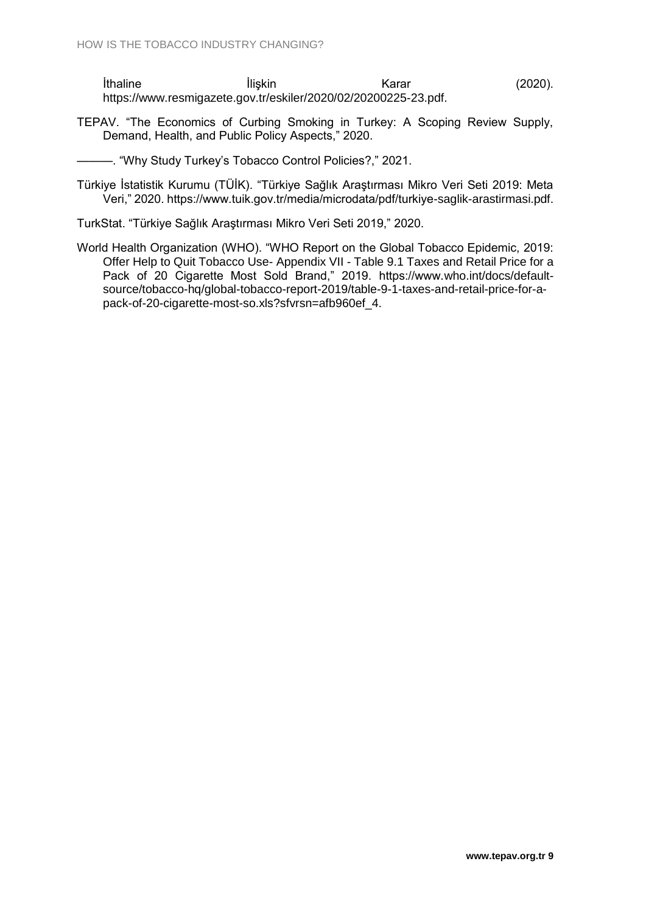İthaline İlişkin Karar (2020). https://www.resmigazete.gov.tr/eskiler/2020/02/20200225-23.pdf.

TEPAV. "The Economics of Curbing Smoking in Turkey: A Scoping Review Supply, Demand, Health, and Public Policy Aspects," 2020.

———. "Why Study Turkey's Tobacco Control Policies?," 2021.

Türkiye İstatistik Kurumu (TÜİK). "Türkiye Sağlık Araştırması Mikro Veri Seti 2019: Meta Veri," 2020. https://www.tuik.gov.tr/media/microdata/pdf/turkiye-saglik-arastirmasi.pdf.

TurkStat. "Türkiye Sağlık Araştırması Mikro Veri Seti 2019," 2020.

World Health Organization (WHO). "WHO Report on the Global Tobacco Epidemic, 2019: Offer Help to Quit Tobacco Use- Appendix VII - Table 9.1 Taxes and Retail Price for a Pack of 20 Cigarette Most Sold Brand," 2019. https://www.who.int/docs/default-source/tobacco-hq/global-tobacco-report-2019/table-9-1-taxes-and-retail-price-for-a-pack-of-20-cigarette-most-so.xls?sfvrsn=afb960ef_4.